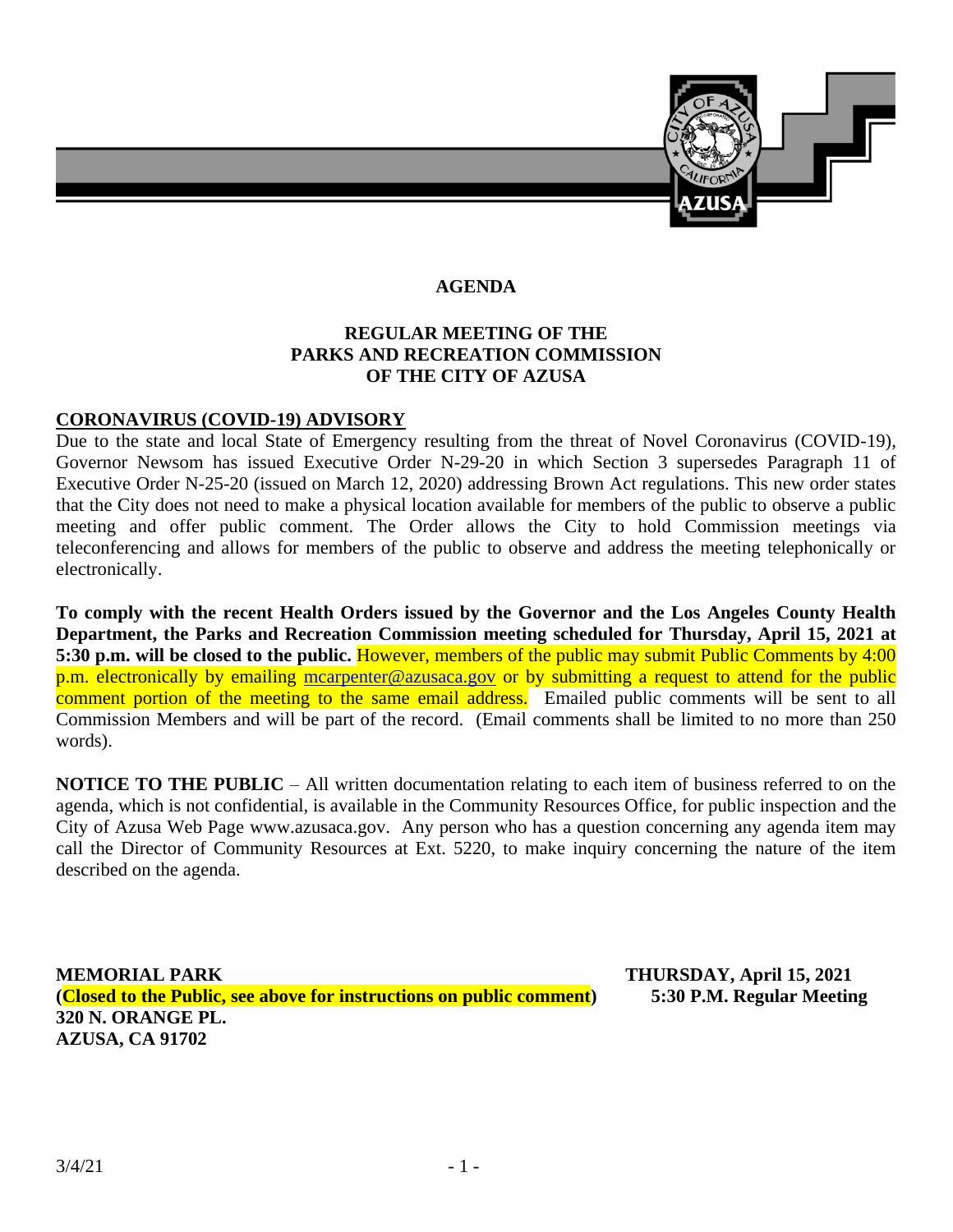# AGENDA

## REGULAR MEETING OF THE PARKS AND RECREATION COMMISSION OF THE CITY OF AZUSA

**CORONAVIRUS (COVID-19) ADVISORY**

Due to the state and local State of Emergency resulting from the threat of Novel Coronavirus (COVID-19), Governor Newsom has issued Executive Order N-29-20 in which Section 3 supersedes Paragraph 11 of Executive Order N-25-20 (issued on March 12, 2020) addressing Brown Act regulations. This new order states that the City does not need to make a physical location available for members of the public to observe a public meeting and offer public comment. The Order allows the City to hold Commission meetings via teleconferencing and allows for members of the public to observe and address the meeting telephonically or electronically.

**To comply with the recent Health Orders issued by the Governor and the Los Angeles County Health Department, the Parks and Recreation Commission meeting scheduled for Thursday, April 15, 2021 at 5:30 p.m. will be closed to the public.** However, members of the public may submit Public Comments by 4:00 p.m. electronically by emailing mcarpenter@azusaca.gov or by submitting a request to attend for the public comment portion of the meeting to the same email address. Emailed public comments will be sent to all Commission Members and will be part of the record. (Email comments shall be limited to no more than 250 words).

**NOTICE TO THE PUBLIC** – All written documentation relating to each item of business referred to on the agenda, which is not confidential, is available in the Community Resources Office, for public inspection and the City of Azusa Web Page www.azusaca.gov. Any person who has a question concerning any agenda item may call the Director of Community Resources at Ext. 5220, to make inquiry concerning the nature of the item described on the agenda.

**MEMORIAL PARK**
**(Closed to the Public, see above for instructions on public comment)**
**320 N. ORANGE PL.**
**AZUSA, CA 91702**

**THURSDAY, April 15, 2021**
**5:30 P.M. Regular Meeting**

3/4/21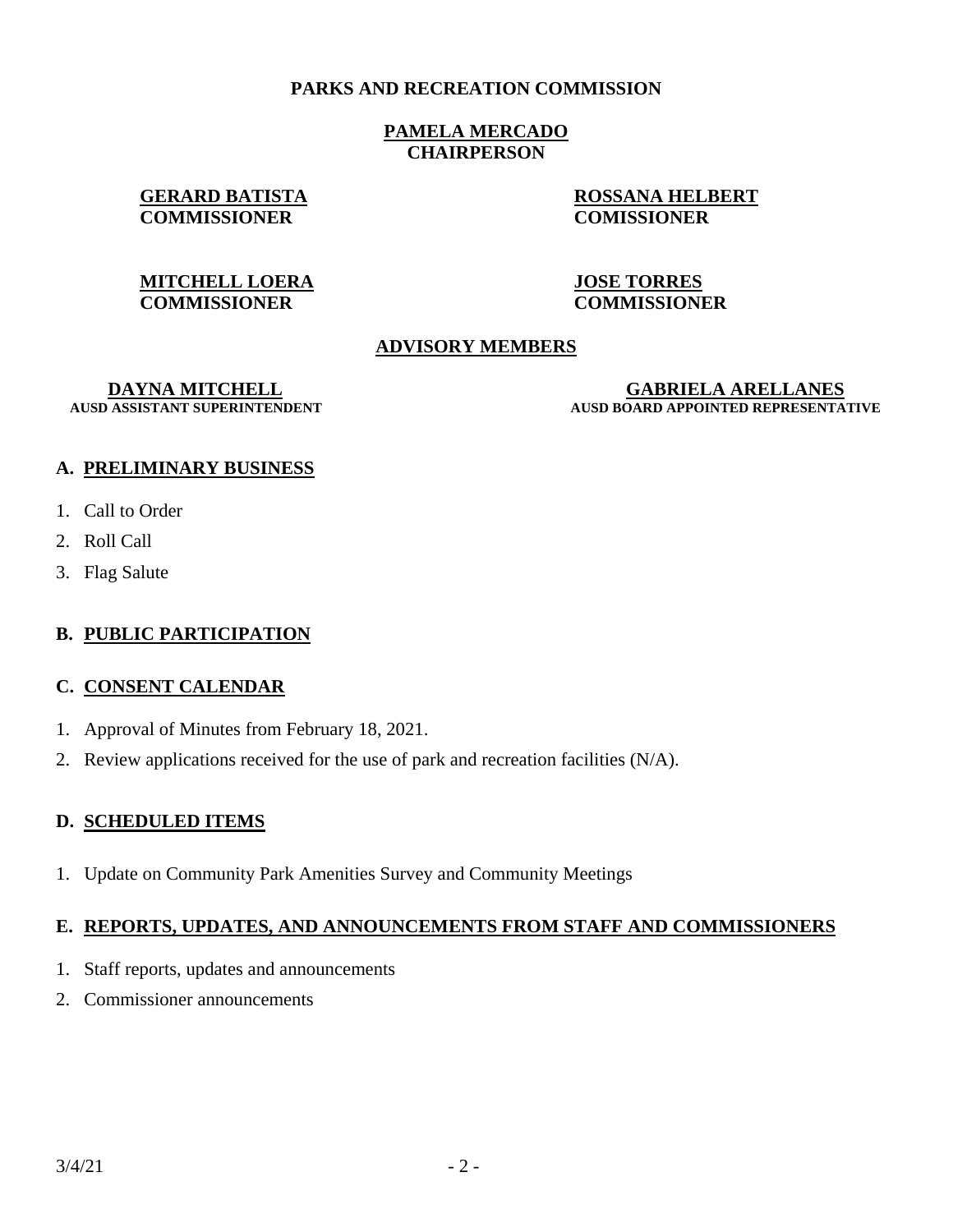**PARKS AND RECREATION COMMISSION**

**PAMELA MERCADO**
**CHAIRPERSON**

**GERARD BATISTA**
**COMMISSIONER**

**ROSSANA HELBERT**
**COMISSIONER**

**MITCHELL LOERA**
**COMMISSIONER**

**JOSE TORRES**
**COMMISSIONER**

**ADVISORY MEMBERS**

**DAYNA MITCHELL**
**AUSD ASSISTANT SUPERINTENDENT**

**GABRIELA ARELLANES**
**AUSD BOARD APPOINTED REPRESENTATIVE**

## A. PRELIMINARY BUSINESS

1. Call to Order
2. Roll Call
3. Flag Salute

## B. PUBLIC PARTICIPATION

## C. CONSENT CALENDAR

1. Approval of Minutes from February 18, 2021.
2. Review applications received for the use of park and recreation facilities (N/A).

## D. SCHEDULED ITEMS

1. Update on Community Park Amenities Survey and Community Meetings

## E. REPORTS, UPDATES, AND ANNOUNCEMENTS FROM STAFF AND COMMISSIONERS

1. Staff reports, updates and announcements
2. Commissioner announcements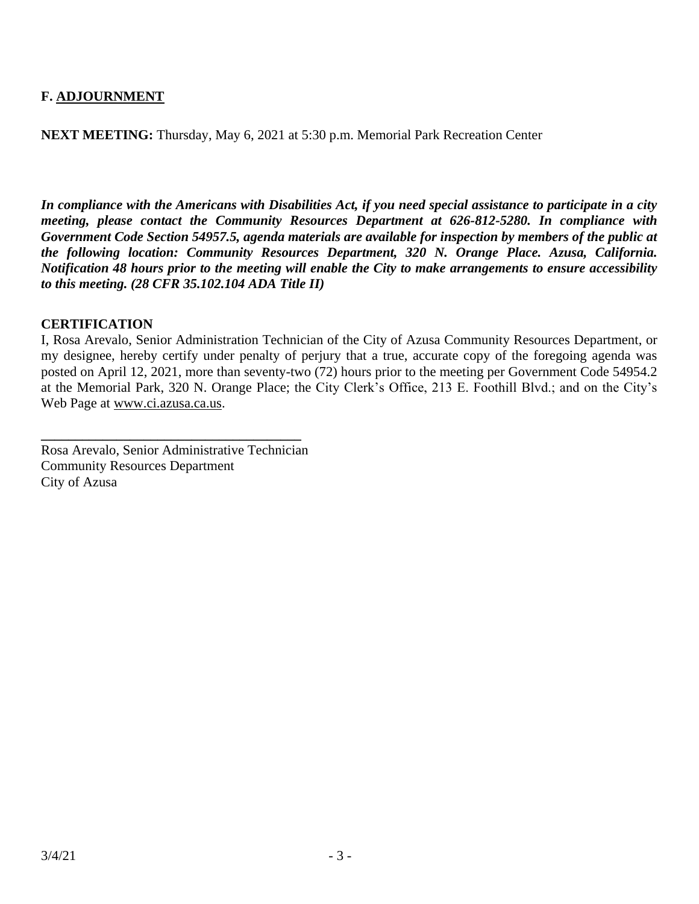## F. ADJOURNMENT

**NEXT MEETING:** Thursday, May 6, 2021 at 5:30 p.m. Memorial Park Recreation Center

***In compliance with the Americans with Disabilities Act, if you need special assistance to participate in a city meeting, please contact the Community Resources Department at 626-812-5280. In compliance with Government Code Section 54957.5, agenda materials are available for inspection by members of the public at the following location: Community Resources Department, 320 N. Orange Place. Azusa, California. Notification 48 hours prior to the meeting will enable the City to make arrangements to ensure accessibility to this meeting. (28 CFR 35.102.104 ADA Title II)***

**CERTIFICATION**

I, Rosa Arevalo, Senior Administration Technician of the City of Azusa Community Resources Department, or my designee, hereby certify under penalty of perjury that a true, accurate copy of the foregoing agenda was posted on April 12, 2021, more than seventy-two (72) hours prior to the meeting per Government Code 54954.2 at the Memorial Park, 320 N. Orange Place; the City Clerk's Office, 213 E. Foothill Blvd.; and on the City's Web Page at www.ci.azusa.ca.us.

\_\_\_\_\_\_\_\_\_\_\_\_\_\_\_\_\_\_\_\_\_\_\_\_\_\_\_\_\_\_\_\_\_\_\_\_\_\_

Rosa Arevalo, Senior Administrative Technician
Community Resources Department
City of Azusa

3/4/21